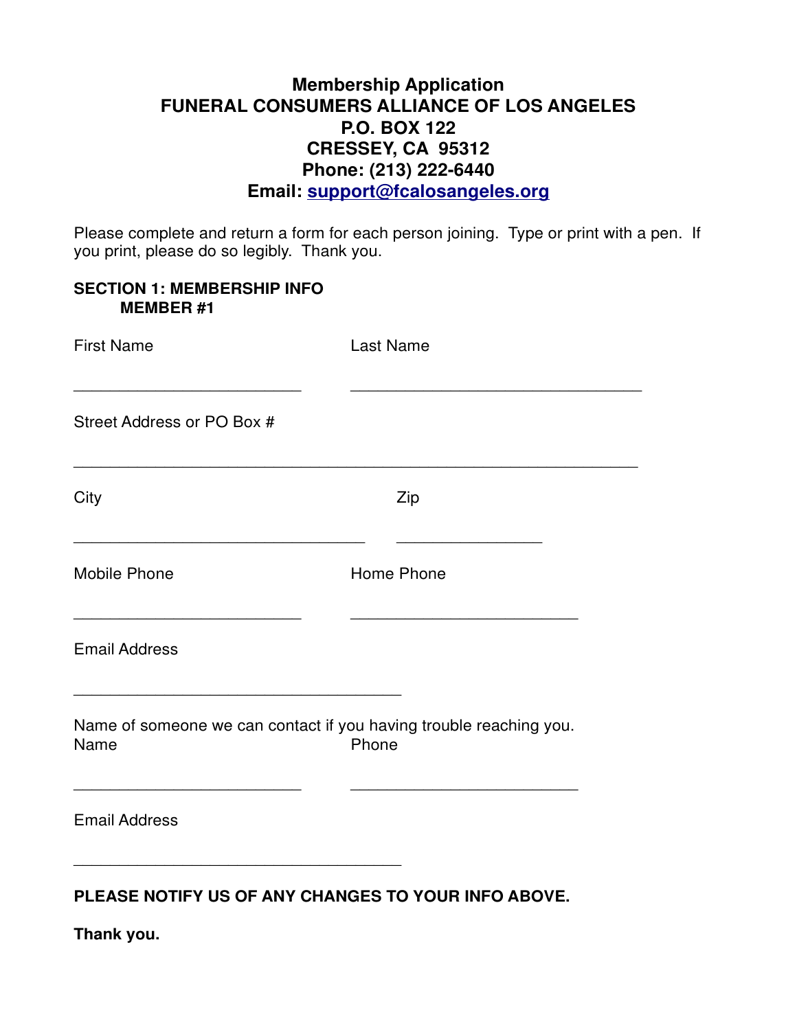# Membership Application
## FUNERAL CONSUMERS ALLIANCE OF LOS ANGELES
**P.O. BOX 122**
**CRESSEY, CA 95312**
**Phone: (213) 222-6440**
**Email: support@fcalosangeles.org**

Please complete and return a form for each person joining. Type or print with a pen. If you print, please do so legibly. Thank you.

**SECTION 1: MEMBERSHIP INFO**
**MEMBER #1**

First Name ___________________________ Last Name ___________________________________

Street Address or PO Box #

___________________________________________________________________

City ___________________________________ Zip _________________

Mobile Phone ___________________________ Home Phone ___________________________

Email Address

_______________________________________

Name of someone we can contact if you having trouble reaching you.

Name ___________________________ Phone ___________________________

Email Address

_______________________________________

**PLEASE NOTIFY US OF ANY CHANGES TO YOUR INFO ABOVE.**

**Thank you.**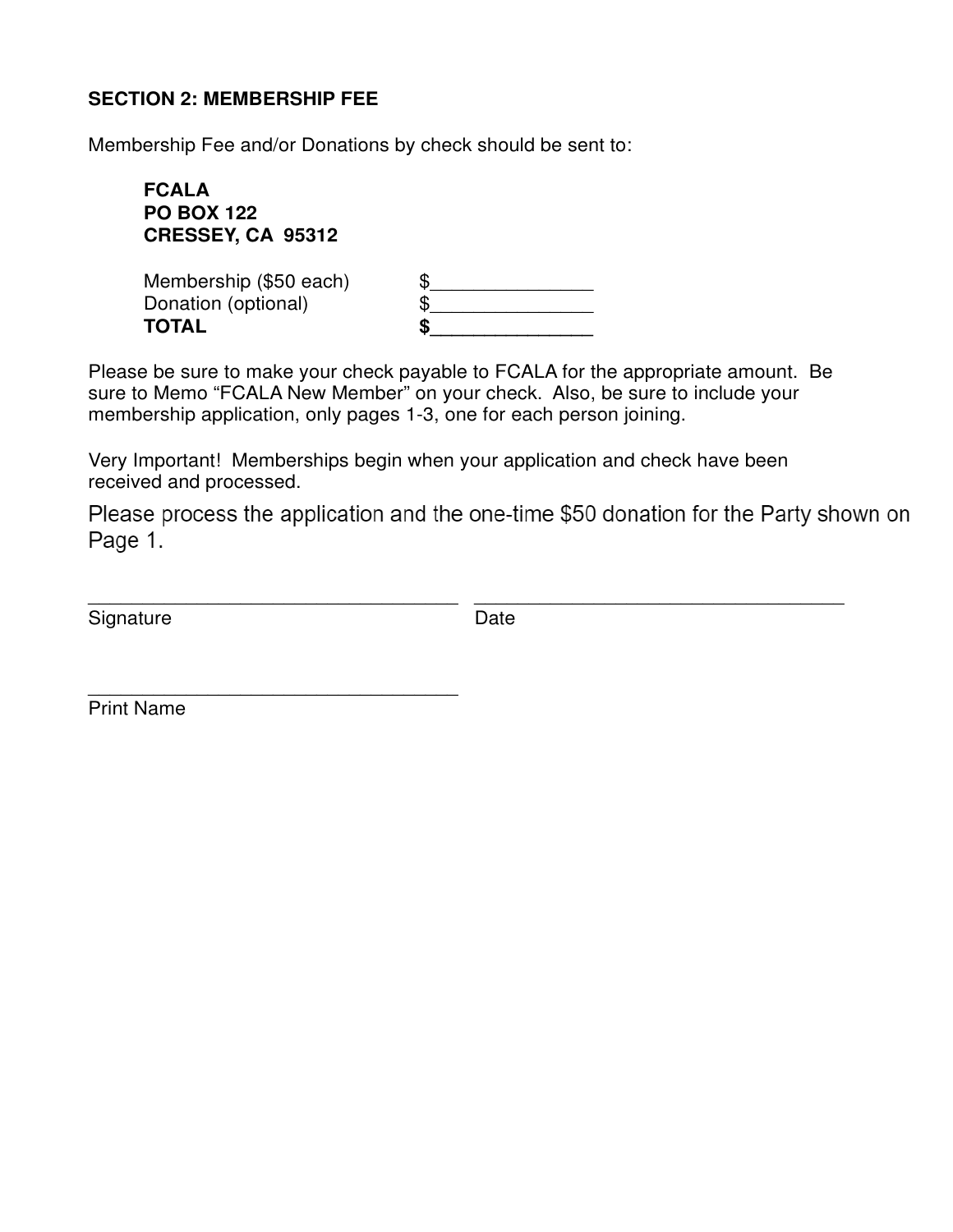**SECTION 2: MEMBERSHIP FEE**

Membership Fee and/or Donations by check should be sent to:

**FCALA**
**PO BOX 122**
**CRESSEY, CA 95312**

| | |
|---|---|
| Membership ($50 each) | $_______________ |
| Donation (optional) | $_______________ |
| **TOTAL** | **$_______________** |

Please be sure to make your check payable to FCALA for the appropriate amount. Be sure to Memo "FCALA New Member" on your check. Also, be sure to include your membership application, only pages 1-3, one for each person joining.

Very Important! Memberships begin when your application and check have been received and processed.

Please process the application and the one-time $50 donation for the Party shown on Page 1.

___________________________________ ___________________________________
Signature Date

___________________________________
Print Name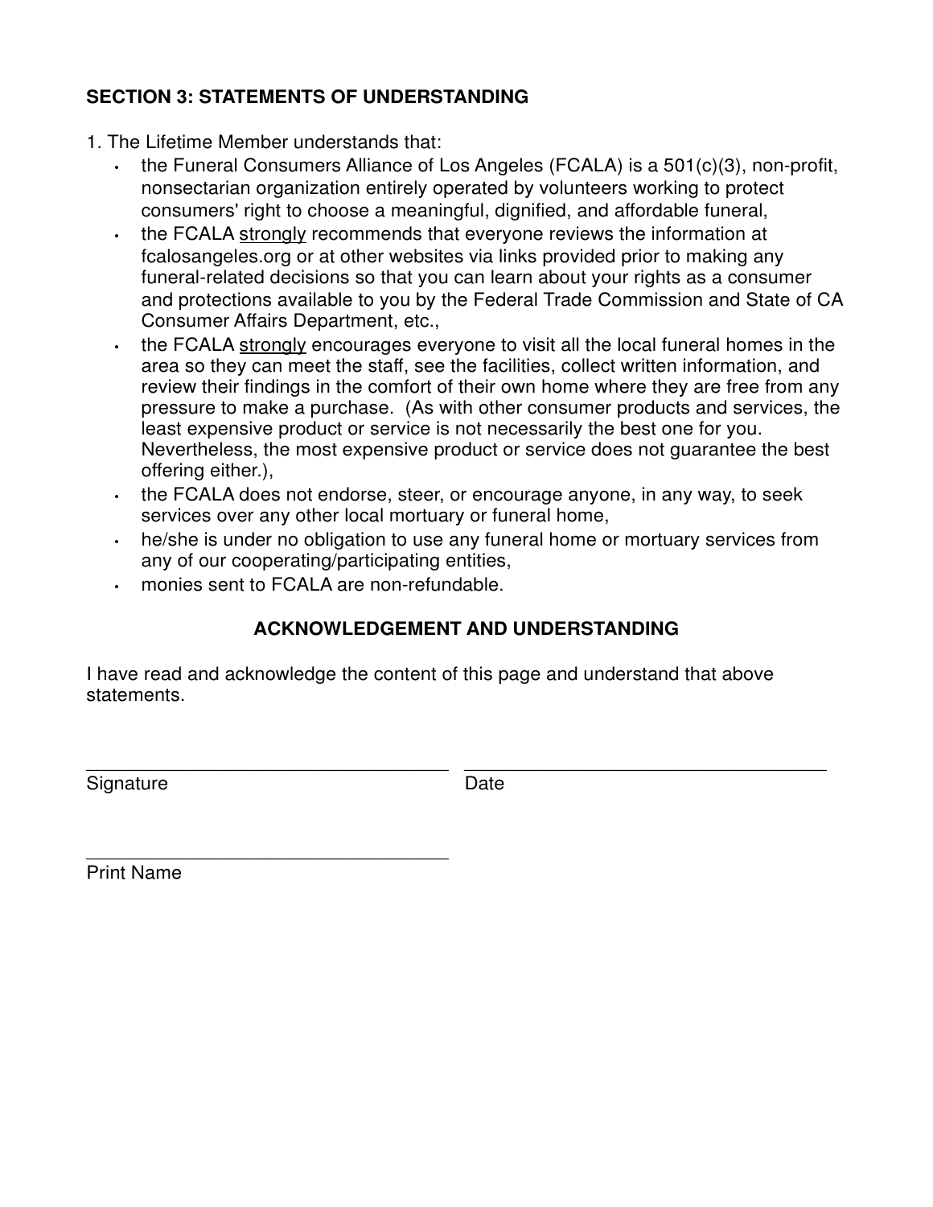### SECTION 3: STATEMENTS OF UNDERSTANDING

1. The Lifetime Member understands that:
   - the Funeral Consumers Alliance of Los Angeles (FCALA) is a 501(c)(3), non-profit, nonsectarian organization entirely operated by volunteers working to protect consumers' right to choose a meaningful, dignified, and affordable funeral,
   - the FCALA <u>strongly</u> recommends that everyone reviews the information at fcalosangeles.org or at other websites via links provided prior to making any funeral-related decisions so that you can learn about your rights as a consumer and protections available to you by the Federal Trade Commission and State of CA Consumer Affairs Department, etc.,
   - the FCALA <u>strongly</u> encourages everyone to visit all the local funeral homes in the area so they can meet the staff, see the facilities, collect written information, and review their findings in the comfort of their own home where they are free from any pressure to make a purchase. (As with other consumer products and services, the least expensive product or service is not necessarily the best one for you. Nevertheless, the most expensive product or service does not guarantee the best offering either.),
   - the FCALA does not endorse, steer, or encourage anyone, in any way, to seek services over any other local mortuary or funeral home,
   - he/she is under no obligation to use any funeral home or mortuary services from any of our cooperating/participating entities,
   - monies sent to FCALA are non-refundable.

### ACKNOWLEDGEMENT AND UNDERSTANDING

I have read and acknowledge the content of this page and understand that above statements.

___________________________________ ___________________________________
Signature Date

___________________________________
Print Name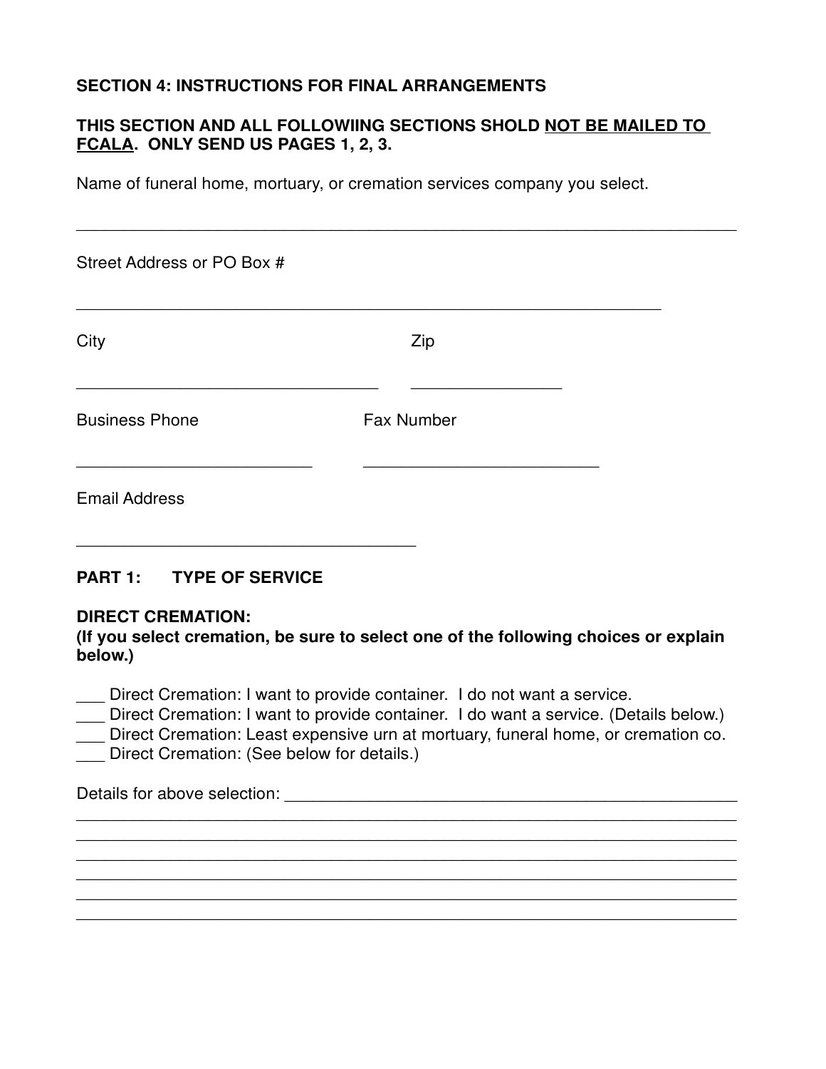**SECTION 4: INSTRUCTIONS FOR FINAL ARRANGEMENTS**

**THIS SECTION AND ALL FOLLOWIING SECTIONS SHOLD NOT BE MAILED TO FCALA. ONLY SEND US PAGES 1, 2, 3.**

Name of funeral home, mortuary, or cremation services company you select.

______________________________________________________________________

Street Address or PO Box #

______________________________________________________________

City

________________________________

Zip

________________

Business Phone

_________________________

Fax Number

_________________________

Email Address

____________________________________

**PART 1: TYPE OF SERVICE**

**DIRECT CREMATION:**
**(If you select cremation, be sure to select one of the following choices or explain below.)**

___ Direct Cremation: I want to provide container. I do not want a service.
___ Direct Cremation: I want to provide container. I do want a service. (Details below.)
___ Direct Cremation: Least expensive urn at mortuary, funeral home, or cremation co.
___ Direct Cremation: (See below for details.)

Details for above selection: ________________________________________________
______________________________________________________________________
______________________________________________________________________
______________________________________________________________________
______________________________________________________________________
______________________________________________________________________
______________________________________________________________________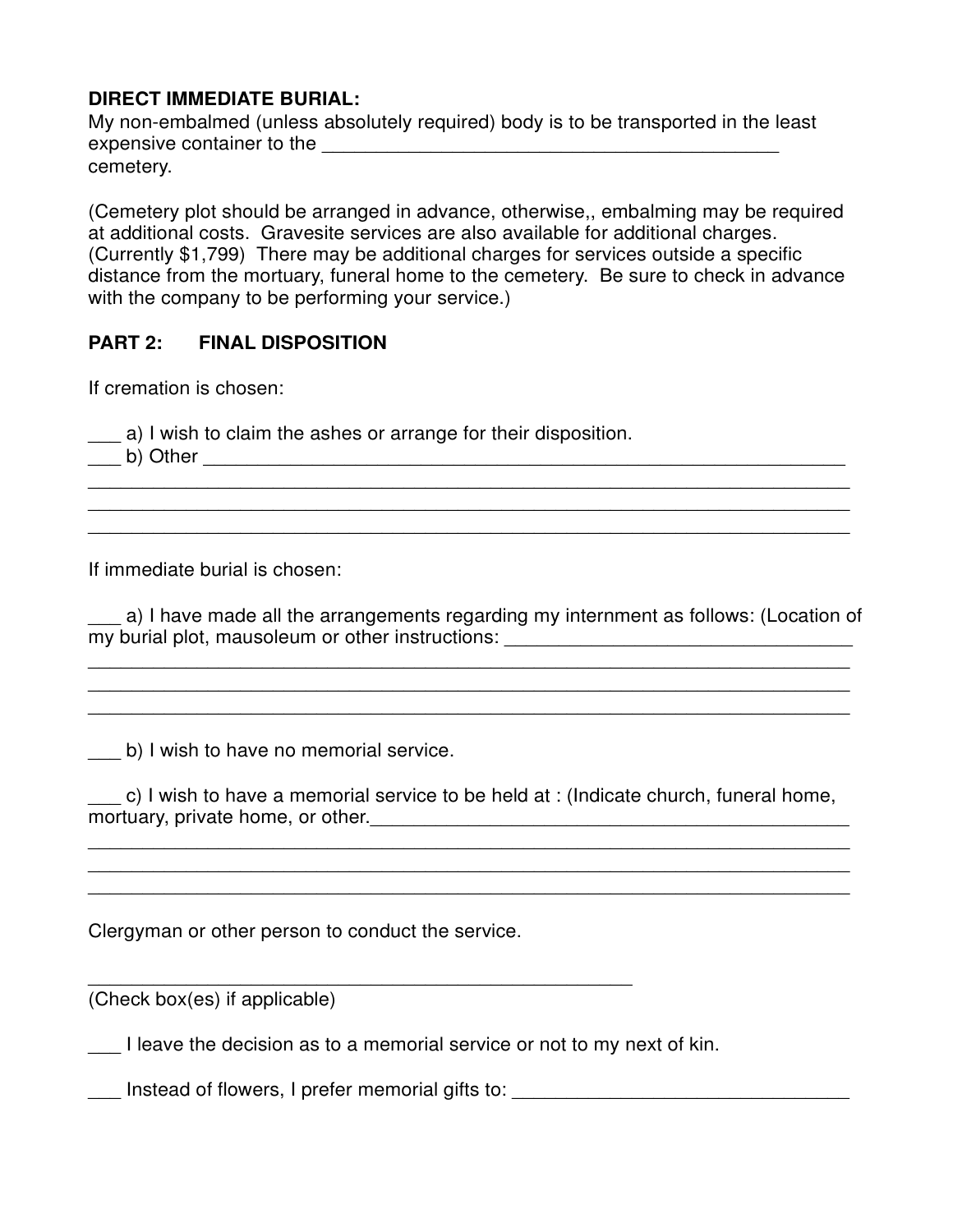**DIRECT IMMEDIATE BURIAL:**
My non-embalmed (unless absolutely required) body is to be transported in the least expensive container to the ____________________________________________ cemetery.

(Cemetery plot should be arranged in advance, otherwise,, embalming may be required at additional costs. Gravesite services are also available for additional charges. (Currently $1,799) There may be additional charges for services outside a specific distance from the mortuary, funeral home to the cemetery. Be sure to check in advance with the company to be performing your service.)

**PART 2: FINAL DISPOSITION**

If cremation is chosen:

___ a) I wish to claim the ashes or arrange for their disposition.
___ b) Other _________________________________________________________________
_____________________________________________________________________________
_____________________________________________________________________________
_____________________________________________________________________________

If immediate burial is chosen:

___ a) I have made all the arrangements regarding my internment as follows: (Location of my burial plot, mausoleum or other instructions: _________________________________
_____________________________________________________________________________
_____________________________________________________________________________
_____________________________________________________________________________

___ b) I wish to have no memorial service.

___ c) I wish to have a memorial service to be held at : (Indicate church, funeral home, mortuary, private home, or other.________________________________________________
_____________________________________________________________________________
_____________________________________________________________________________
_____________________________________________________________________________

Clergyman or other person to conduct the service.

____________________________________________________
(Check box(es) if applicable)

___ I leave the decision as to a memorial service or not to my next of kin.

___ Instead of flowers, I prefer memorial gifts to: ________________________________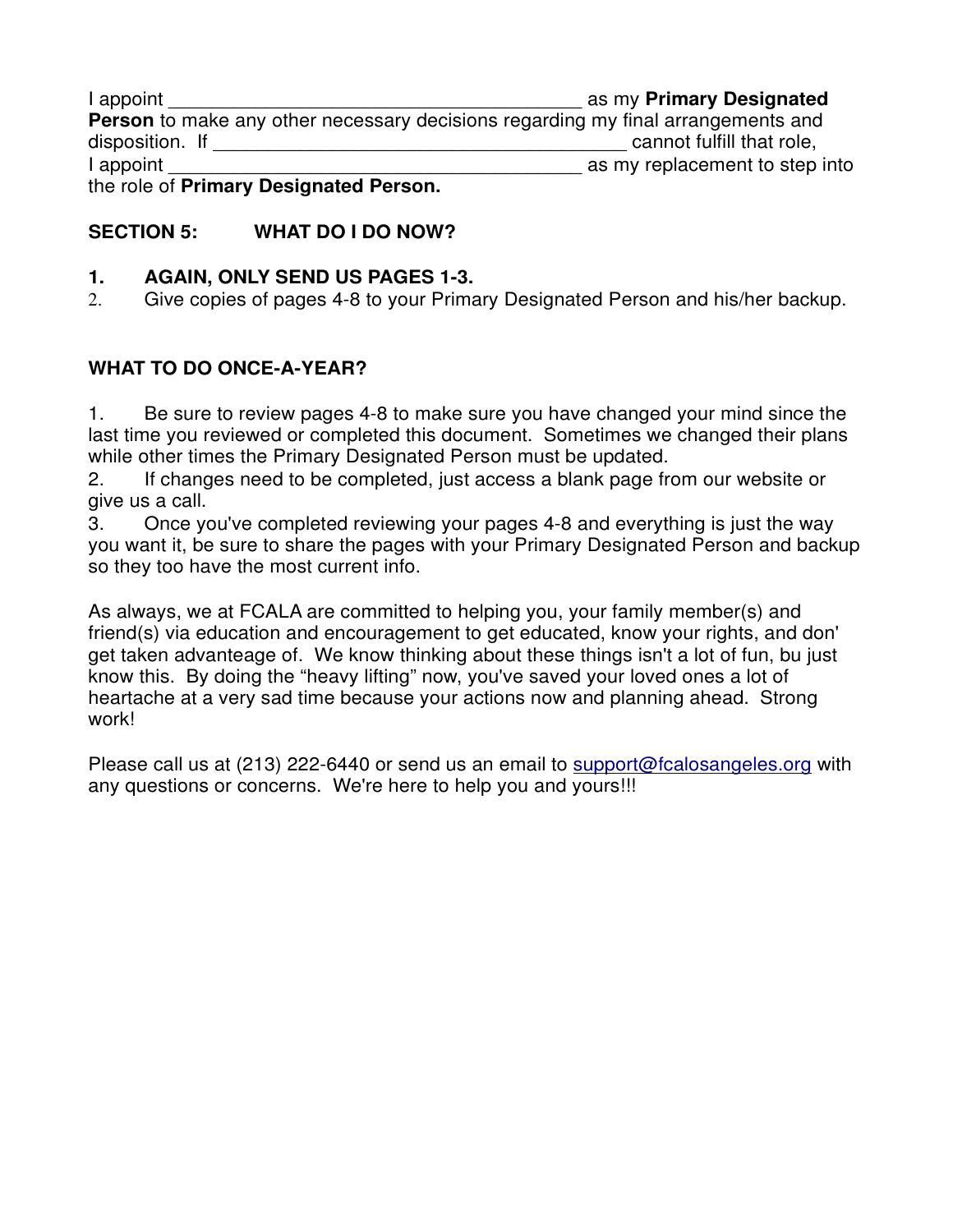I appoint ________________________________________ as my **Primary Designated Person** to make any other necessary decisions regarding my final arrangements and disposition. If ________________________________________ cannot fulfill that role, I appoint ________________________________________ as my replacement to step into the role of **Primary Designated Person.**

## SECTION 5: WHAT DO I DO NOW?

1. **AGAIN, ONLY SEND US PAGES 1-3.**
2. Give copies of pages 4-8 to your Primary Designated Person and his/her backup.

## WHAT TO DO ONCE-A-YEAR?

1. Be sure to review pages 4-8 to make sure you have changed your mind since the last time you reviewed or completed this document. Sometimes we changed their plans while other times the Primary Designated Person must be updated.
2. If changes need to be completed, just access a blank page from our website or give us a call.
3. Once you've completed reviewing your pages 4-8 and everything is just the way you want it, be sure to share the pages with your Primary Designated Person and backup so they too have the most current info.

As always, we at FCALA are committed to helping you, your family member(s) and friend(s) via education and encouragement to get educated, know your rights, and don' get taken advanteage of. We know thinking about these things isn't a lot of fun, bu just know this. By doing the "heavy lifting" now, you've saved your loved ones a lot of heartache at a very sad time because your actions now and planning ahead. Strong work!

Please call us at (213) 222-6440 or send us an email to support@fcalosangeles.org with any questions or concerns. We're here to help you and yours!!!